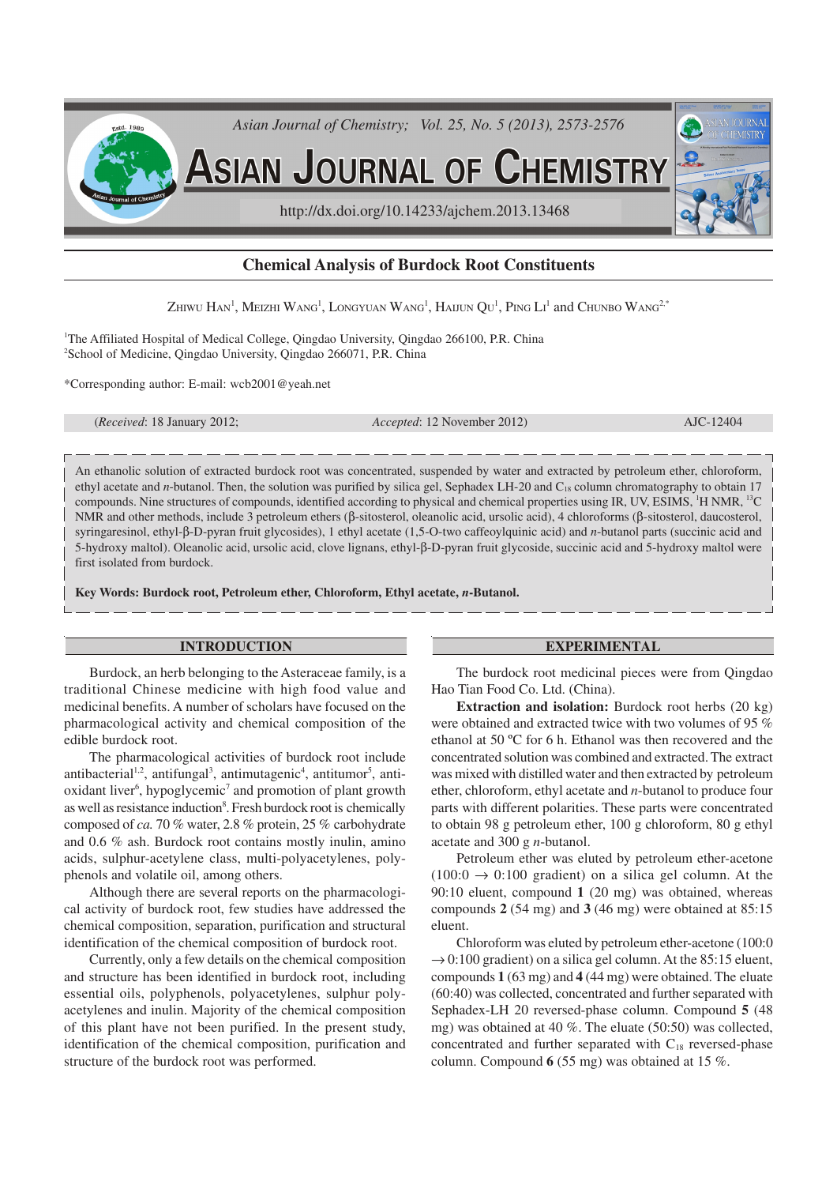# Chemical Analysis of Burdock Root Constituents

ZHIWU HAN[1], MEIZHI WANG[1], LONGYUAN WANG[1], HAIJUN QU[1], PING LI[1] and CHUNBO WANG[2,*]

[1]The Affiliated Hospital of Medical College, Qingdao University, Qingdao 266100, P.R. China
[2]School of Medicine, Qingdao University, Qingdao 266071, P.R. China

*Corresponding author: E-mail: wcb2001@yeah.net

(*Received*: 18 January 2012; *Accepted*: 12 November 2012) AJC-12404

An ethanolic solution of extracted burdock root was concentrated, suspended by water and extracted by petroleum ether, chloroform, ethyl acetate and *n*-butanol. Then, the solution was purified by silica gel, Sephadex LH-20 and $C_{18}$ column chromatography to obtain 17 compounds. Nine structures of compounds, identified according to physical and chemical properties using IR, UV, ESIMS, $^{1}H$ NMR, $^{13}C$ NMR and other methods, include 3 petroleum ethers (β-sitosterol, oleanolic acid, ursolic acid), 4 chloroforms (β-sitosterol, daucosterol, syringaresinol, ethyl-β-D-pyran fruit glycosides), 1 ethyl acetate (1,5-O-two caffeoylquinic acid) and *n*-butanol parts (succinic acid and 5-hydroxy maltol). Oleanolic acid, ursolic acid, clove lignans, ethyl-β-D-pyran fruit glycoside, succinic acid and 5-hydroxy maltol were first isolated from burdock.

**Key Words: Burdock root, Petroleum ether, Chloroform, Ethyl acetate, *n*-Butanol.**

## INTRODUCTION

Burdock, an herb belonging to the Asteraceae family, is a traditional Chinese medicine with high food value and medicinal benefits. A number of scholars have focused on the pharmacological activity and chemical composition of the edible burdock root.

The pharmacological activities of burdock root include antibacterial[1,2], antifungal[3], antimutagenic[4], antitumor[5], antioxidant liver[6], hypoglycemic[7] and promotion of plant growth as well as resistance induction[8]. Fresh burdock root is chemically composed of *ca.* 70 % water, 2.8 % protein, 25 % carbohydrate and 0.6 % ash. Burdock root contains mostly inulin, amino acids, sulphur-acetylene class, multi-polyacetylenes, polyphenols and volatile oil, among others.

Although there are several reports on the pharmacological activity of burdock root, few studies have addressed the chemical composition, separation, purification and structural identification of the chemical composition of burdock root.

Currently, only a few details on the chemical composition and structure has been identified in burdock root, including essential oils, polyphenols, polyacetylenes, sulphur polyacetylenes and inulin. Majority of the chemical composition of this plant have not been purified. In the present study, identification of the chemical composition, purification and structure of the burdock root was performed.

## EXPERIMENTAL

The burdock root medicinal pieces were from Qingdao Hao Tian Food Co. Ltd. (China).

**Extraction and isolation:** Burdock root herbs (20 kg) were obtained and extracted twice with two volumes of 95 % ethanol at 50 ºC for 6 h. Ethanol was then recovered and the concentrated solution was combined and extracted. The extract was mixed with distilled water and then extracted by petroleum ether, chloroform, ethyl acetate and *n*-butanol to produce four parts with different polarities. These parts were concentrated to obtain 98 g petroleum ether, 100 g chloroform, 80 g ethyl acetate and 300 g *n*-butanol.

Petroleum ether was eluted by petroleum ether-acetone (100:0 → 0:100 gradient) on a silica gel column. At the 90:10 eluent, compound **1** (20 mg) was obtained, whereas compounds **2** (54 mg) and **3** (46 mg) were obtained at 85:15 eluent.

Chloroform was eluted by petroleum ether-acetone (100:0 → 0:100 gradient) on a silica gel column. At the 85:15 eluent, compounds **1** (63 mg) and **4** (44 mg) were obtained. The eluate (60:40) was collected, concentrated and further separated with Sephadex-LH 20 reversed-phase column. Compound **5** (48 mg) was obtained at 40 %. The eluate (50:50) was collected, concentrated and further separated with $C_{18}$ reversed-phase column. Compound **6** (55 mg) was obtained at 15 %.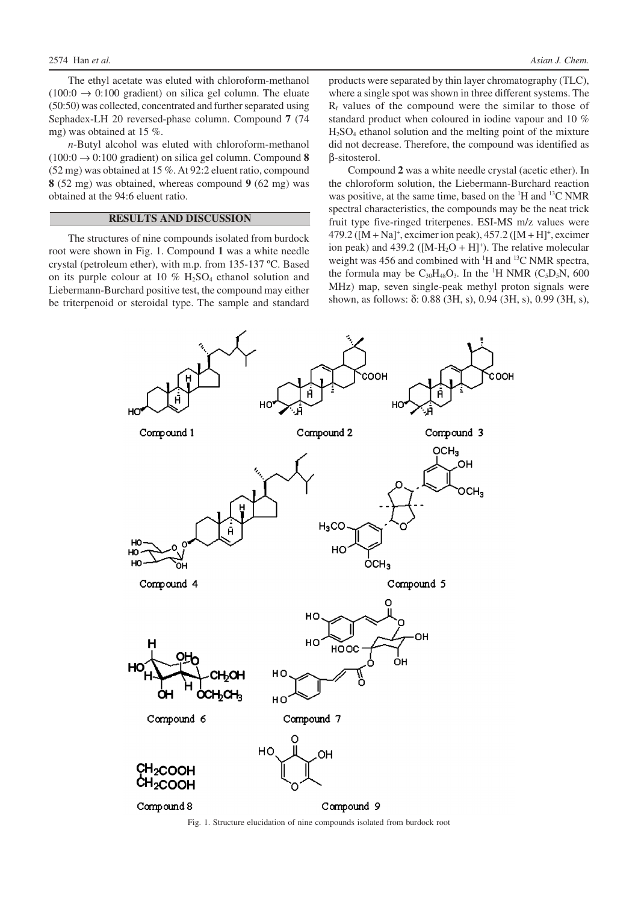The ethyl acetate was eluted with chloroform-methanol (100:0 → 0:100 gradient) on silica gel column. The eluate (50:50) was collected, concentrated and further separated using Sephadex-LH 20 reversed-phase column. Compound **7** (74 mg) was obtained at 15 %.

*n*-Butyl alcohol was eluted with chloroform-methanol (100:0 → 0:100 gradient) on silica gel column. Compound **8** (52 mg) was obtained at 15 %. At 92:2 eluent ratio, compound **8** (52 mg) was obtained, whereas compound **9** (62 mg) was obtained at the 94:6 eluent ratio.

## RESULTS AND DISCUSSION

The structures of nine compounds isolated from burdock root were shown in Fig. 1. Compound **1** was a white needle crystal (petroleum ether), with m.p. from 135-137 ºC. Based on its purple colour at 10 % $H_2SO_4$ ethanol solution and Liebermann-Burchard positive test, the compound may either be triterpenoid or steroidal type. The sample and standard products were separated by thin layer chromatography (TLC), where a single spot was shown in three different systems. The $R_f$ values of the compound were the similar to those of standard product when coloured in iodine vapour and 10 % $H_2SO_4$ ethanol solution and the melting point of the mixture did not decrease. Therefore, the compound was identified as β-sitosterol.

Compound **2** was a white needle crystal (acetic ether). In the chloroform solution, the Liebermann-Burchard reaction was positive, at the same time, based on the $^1H$ and $^{13}C$ NMR spectral characteristics, the compounds may be the neat trick fruit type five-ringed triterpenes. ESI-MS m/z values were 479.2 ($[M + Na]^+$, excimer ion peak), 457.2 ($[M + H]^+$, excimer ion peak) and 439.2 ($[M\text{-}H_2O + H]^+$). The relative molecular weight was 456 and combined with $^1H$ and $^{13}C$ NMR spectra, the formula may be $C_{30}H_{48}O_3$. In the $^1H$ NMR ($C_5D_5N$, 600 MHz) map, seven single-peak methyl proton signals were shown, as follows: δ: 0.88 (3H, s), 0.94 (3H, s), 0.99 (3H, s),

Compound 1

Compound 2

Compound 3

Compound 4

Compound 5

Compound 6

Compound 7

Compound 8

Compound 9

Fig. 1. Structure elucidation of nine compounds isolated from burdock root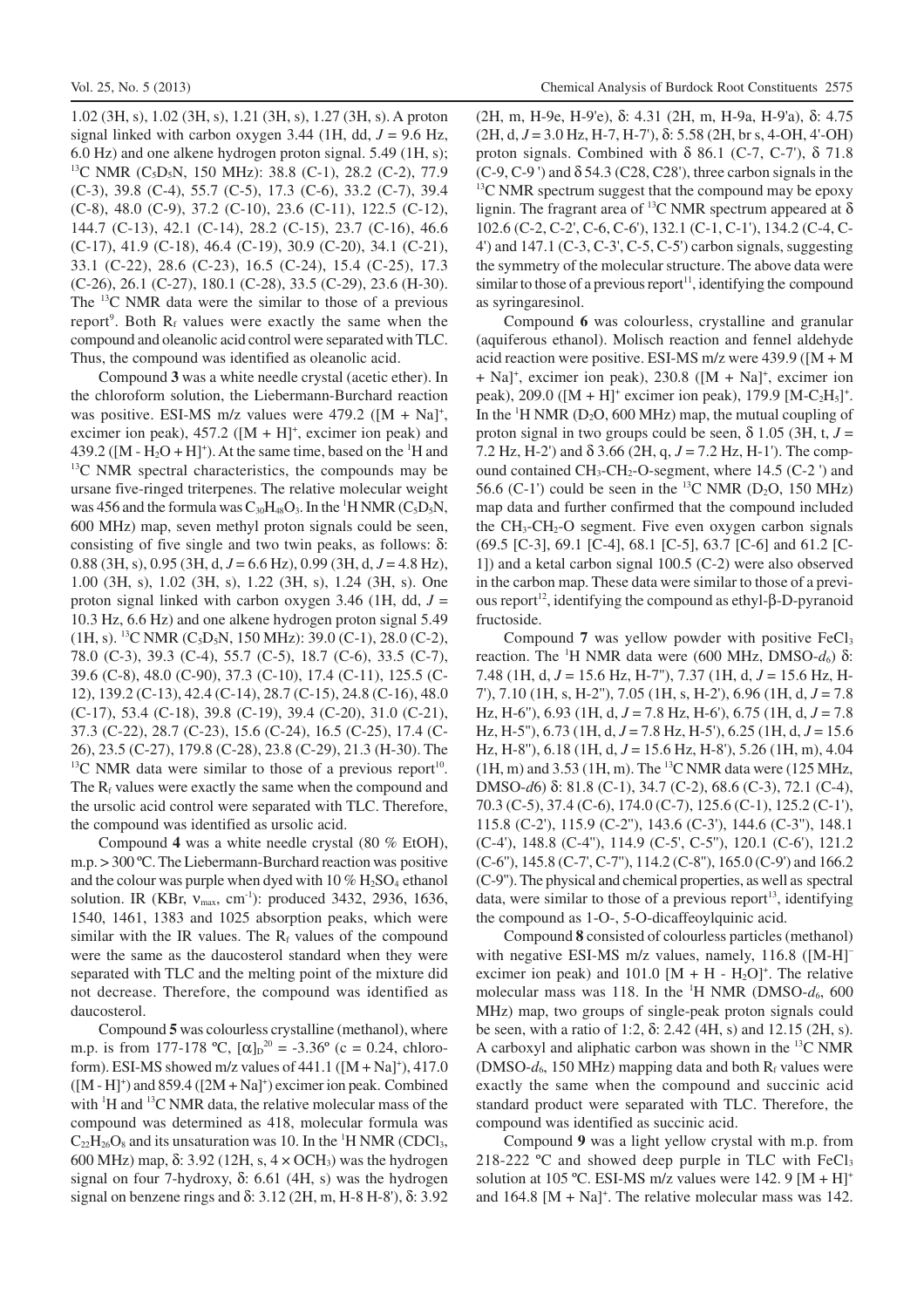1.02 (3H, s), 1.02 (3H, s), 1.21 (3H, s), 1.27 (3H, s). A proton signal linked with carbon oxygen 3.44 (1H, dd, $J$ = 9.6 Hz, 6.0 Hz) and one alkene hydrogen proton signal. 5.49 (1H, s); $^{13}$C NMR ($C_5D_5N$, 150 MHz): 38.8 (C-1), 28.2 (C-2), 77.9 (C-3), 39.8 (C-4), 55.7 (C-5), 17.3 (C-6), 33.2 (C-7), 39.4 (C-8), 48.0 (C-9), 37.2 (C-10), 23.6 (C-11), 122.5 (C-12), 144.7 (C-13), 42.1 (C-14), 28.2 (C-15), 23.7 (C-16), 46.6 (C-17), 41.9 (C-18), 46.4 (C-19), 30.9 (C-20), 34.1 (C-21), 33.1 (C-22), 28.6 (C-23), 16.5 (C-24), 15.4 (C-25), 17.3 (C-26), 26.1 (C-27), 180.1 (C-28), 33.5 (C-29), 23.6 (H-30). The $^{13}$C NMR data were the similar to those of a previous report[9]. Both $R_f$ values were exactly the same when the compound and oleanolic acid control were separated with TLC. Thus, the compound was identified as oleanolic acid.

Compound **3** was a white needle crystal (acetic ether). In the chloroform solution, the Liebermann-Burchard reaction was positive. ESI-MS m/z values were 479.2 ($[M + Na]^+$, excimer ion peak), 457.2 ($[M + H]^+$, excimer ion peak) and 439.2 ($[M - H_2O + H]^+$). At the same time, based on the $^1$H and $^{13}$C NMR spectral characteristics, the compounds may be ursane five-ringed triterpenes. The relative molecular weight was 456 and the formula was $C_{30}H_{48}O_3$. In the $^1$H NMR ($C_5D_5N$, 600 MHz) map, seven methyl proton signals could be seen, consisting of five single and two twin peaks, as follows: δ: 0.88 (3H, s), 0.95 (3H, d, $J$ = 6.6 Hz), 0.99 (3H, d, $J$ = 4.8 Hz), 1.00 (3H, s), 1.02 (3H, s), 1.22 (3H, s), 1.24 (3H, s). One proton signal linked with carbon oxygen 3.46 (1H, dd, $J$ = 10.3 Hz, 6.6 Hz) and one alkene hydrogen proton signal 5.49 (1H, s). $^{13}$C NMR ($C_5D_5N$, 150 MHz): 39.0 (C-1), 28.0 (C-2), 78.0 (C-3), 39.3 (C-4), 55.7 (C-5), 18.7 (C-6), 33.5 (C-7), 39.6 (C-8), 48.0 (C-90), 37.3 (C-10), 17.4 (C-11), 125.5 (C-12), 139.2 (C-13), 42.4 (C-14), 28.7 (C-15), 24.8 (C-16), 48.0 (C-17), 53.4 (C-18), 39.8 (C-19), 39.4 (C-20), 31.0 (C-21), 37.3 (C-22), 28.7 (C-23), 15.6 (C-24), 16.5 (C-25), 17.4 (C-26), 23.5 (C-27), 179.8 (C-28), 23.8 (C-29), 21.3 (H-30). The $^{13}$C NMR data were similar to those of a previous report[10]. The $R_f$ values were exactly the same when the compound and the ursolic acid control were separated with TLC. Therefore, the compound was identified as ursolic acid.

Compound **4** was a white needle crystal (80 % EtOH), m.p. > 300 ºC. The Liebermann-Burchard reaction was positive and the colour was purple when dyed with 10 % $H_2SO_4$ ethanol solution. IR (KBr, $\nu_{max}$, cm$^{-1}$): produced 3432, 2936, 1636, 1540, 1461, 1383 and 1025 absorption peaks, which were similar with the IR values. The $R_f$ values of the compound were the same as the daucosterol standard when they were separated with TLC and the melting point of the mixture did not decrease. Therefore, the compound was identified as daucosterol.

Compound **5** was colourless crystalline (methanol), where m.p. is from 177-178 ºC, $[\alpha]_D^{20}$ = -3.36º (c = 0.24, chloroform). ESI-MS showed m/z values of 441.1 ($[M + Na]^+$), 417.0 ($[M - H]^+$) and 859.4 ($[2M + Na]^+$) excimer ion peak. Combined with $^1$H and $^{13}$C NMR data, the relative molecular mass of the compound was determined as 418, molecular formula was $C_{22}H_{26}O_8$ and its unsaturation was 10. In the $^1$H NMR ($CDCl_3$, 600 MHz) map, δ: 3.92 (12H, s, 4 × $OCH_3$) was the hydrogen signal on four 7-hydroxy, δ: 6.61 (4H, s) was the hydrogen signal on benzene rings and δ: 3.12 (2H, m, H-8 H-8'), δ: 3.92 (2H, m, H-9e, H-9'e), δ: 4.31 (2H, m, H-9a, H-9'a), δ: 4.75 (2H, d, $J$ = 3.0 Hz, H-7, H-7'), δ: 5.58 (2H, br s, 4-OH, 4'-OH) proton signals. Combined with δ 86.1 (C-7, C-7'), δ 71.8 (C-9, C-9 ') and δ 54.3 (C28, C28'), three carbon signals in the $^{13}$C NMR spectrum suggest that the compound may be epoxy lignin. The fragrant area of $^{13}$C NMR spectrum appeared at δ 102.6 (C-2, C-2', C-6, C-6'), 132.1 (C-1, C-1'), 134.2 (C-4, C-4') and 147.1 (C-3, C-3', C-5, C-5') carbon signals, suggesting the symmetry of the molecular structure. The above data were similar to those of a previous report[11], identifying the compound as syringaresinol.

Compound **6** was colourless, crystalline and granular (aquiferous ethanol). Molisch reaction and fennel aldehyde acid reaction were positive. ESI-MS m/z were 439.9 ($[M + M + Na]^+$, excimer ion peak), 230.8 ($[M + Na]^+$, excimer ion peak), 209.0 ($[M + H]^+$ excimer ion peak), 179.9 $[M-C_2H_5]^+$. In the $^1$H NMR ($D_2O$, 600 MHz) map, the mutual coupling of proton signal in two groups could be seen, δ 1.05 (3H, t, $J$ = 7.2 Hz, H-2') and δ 3.66 (2H, q, $J$ = 7.2 Hz, H-1'). The compound contained $CH_3$-$CH_2$-O-segment, where 14.5 (C-2 ') and 56.6 (C-1') could be seen in the $^{13}$C NMR ($D_2O$, 150 MHz) map data and further confirmed that the compound included the $CH_3$-$CH_2$-O segment. Five even oxygen carbon signals (69.5 [C-3], 69.1 [C-4], 68.1 [C-5], 63.7 [C-6] and 61.2 [C-1]) and a ketal carbon signal 100.5 (C-2) were also observed in the carbon map. These data were similar to those of a previous report[12], identifying the compound as ethyl-β-D-pyranoid fructoside.

Compound **7** was yellow powder with positive $FeCl_3$ reaction. The $^1$H NMR data were (600 MHz, DMSO-$d_6$) δ: 7.48 (1H, d, $J$ = 15.6 Hz, H-7''), 7.37 (1H, d, $J$ = 15.6 Hz, H-7'), 7.10 (1H, s, H-2''), 7.05 (1H, s, H-2'), 6.96 (1H, d, $J$ = 7.8 Hz, H-6''), 6.93 (1H, d, $J$ = 7.8 Hz, H-6'), 6.75 (1H, d, $J$ = 7.8 Hz, H-5''), 6.73 (1H, d, $J$ = 7.8 Hz, H-5'), 6.25 (1H, d, $J$ = 15.6 Hz, H-8''), 6.18 (1H, d, $J$ = 15.6 Hz, H-8'), 5.26 (1H, m), 4.04 (1H, m) and 3.53 (1H, m). The $^{13}$C NMR data were (125 MHz, DMSO-$d6$) δ: 81.8 (C-1), 34.7 (C-2), 68.6 (C-3), 72.1 (C-4), 70.3 (C-5), 37.4 (C-6), 174.0 (C-7), 125.6 (C-1), 125.2 (C-1'), 115.8 (C-2'), 115.9 (C-2''), 143.6 (C-3'), 144.6 (C-3''), 148.1 (C-4'), 148.8 (C-4''), 114.9 (C-5', C-5''), 120.1 (C-6'), 121.2 (C-6''), 145.8 (C-7', C-7''), 114.2 (C-8''), 165.0 (C-9') and 166.2 (C-9''). The physical and chemical properties, as well as spectral data, were similar to those of a previous report[13], identifying the compound as 1-O-, 5-O-dicaffeoylquinic acid.

Compound **8** consisted of colourless particles (methanol) with negative ESI-MS m/z values, namely, 116.8 ($[M-H]^-$ excimer ion peak) and 101.0 $[M + H - H_2O]^+$. The relative molecular mass was 118. In the $^1$H NMR (DMSO-$d_6$, 600 MHz) map, two groups of single-peak proton signals could be seen, with a ratio of 1:2, δ: 2.42 (4H, s) and 12.15 (2H, s). A carboxyl and aliphatic carbon was shown in the $^{13}$C NMR (DMSO-$d_6$, 150 MHz) mapping data and both $R_f$ values were exactly the same when the compound and succinic acid standard product were separated with TLC. Therefore, the compound was identified as succinic acid.

Compound **9** was a light yellow crystal with m.p. from 218-222 ºC and showed deep purple in TLC with $FeCl_3$ solution at 105 ºC. ESI-MS m/z values were 142. 9 $[M + H]^+$ and 164.8 $[M + Na]^+$. The relative molecular mass was 142.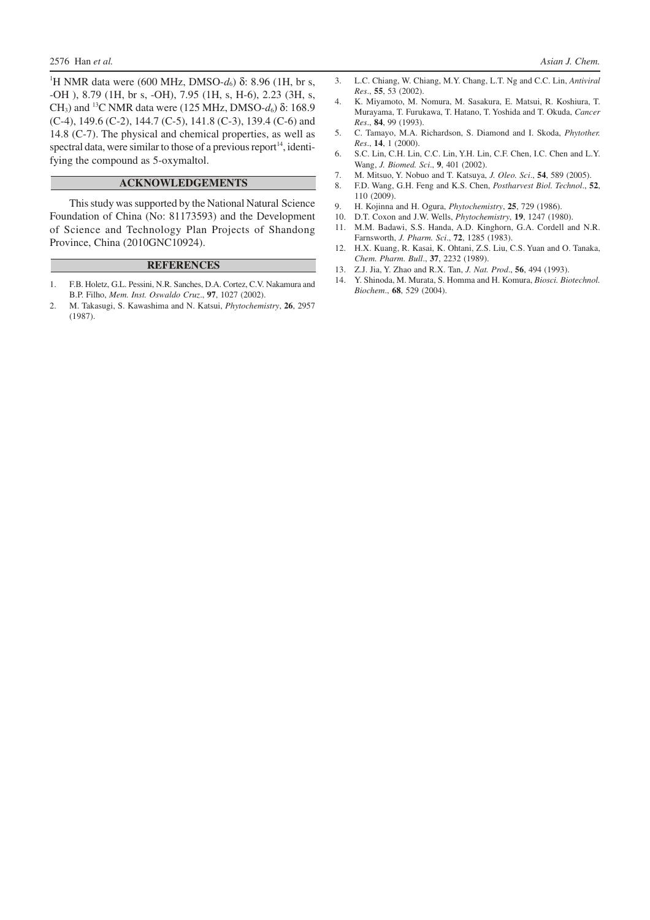$^1$H NMR data were (600 MHz, DMSO-$d_6$) δ: 8.96 (1H, br s, -OH ), 8.79 (1H, br s, -OH), 7.95 (1H, s, H-6), 2.23 (3H, s, $CH_3$) and $^{13}$C NMR data were (125 MHz, DMSO-$d_6$) δ: 168.9 (C-4), 149.6 (C-2), 144.7 (C-5), 141.8 (C-3), 139.4 (C-6) and 14.8 (C-7). The physical and chemical properties, as well as spectral data, were similar to those of a previous report[14], identifying the compound as 5-oxymaltol.

## ACKNOWLEDGEMENTS

This study was supported by the National Natural Science Foundation of China (No: 81173593) and the Development of Science and Technology Plan Projects of Shandong Province, China (2010GNC10924).

## REFERENCES

1. F.B. Holetz, G.L. Pessini, N.R. Sanches, D.A. Cortez, C.V. Nakamura and B.P. Filho, *Mem. Inst. Oswaldo Cruz*., **97**, 1027 (2002).
2. M. Takasugi, S. Kawashima and N. Katsui, *Phytochemistry*, **26**, 2957 (1987).
3. L.C. Chiang, W. Chiang, M.Y. Chang, L.T. Ng and C.C. Lin, *Antiviral Res*., **55**, 53 (2002).
4. K. Miyamoto, M. Nomura, M. Sasakura, E. Matsui, R. Koshiura, T. Murayama, T. Furukawa, T. Hatano, T. Yoshida and T. Okuda, *Cancer Res*., **84**, 99 (1993).
5. C. Tamayo, M.A. Richardson, S. Diamond and I. Skoda, *Phytother. Res*., **14**, 1 (2000).
6. S.C. Lin, C.H. Lin, C.C. Lin, Y.H. Lin, C.F. Chen, I.C. Chen and L.Y. Wang, *J. Biomed. Sci*., **9**, 401 (2002).
7. M. Mitsuo, Y. Nobuo and T. Katsuya, *J. Oleo. Sci*., **54**, 589 (2005).
8. F.D. Wang, G.H. Feng and K.S. Chen, *Postharvest Biol. Technol*., **52**, 110 (2009).
9. H. Kojinna and H. Ogura, *Phytochemistry*, **25**, 729 (1986).
10. D.T. Coxon and J.W. Wells, *Phytochemistry*, **19**, 1247 (1980).
11. M.M. Badawi, S.S. Handa, A.D. Kinghorn, G.A. Cordell and N.R. Farnsworth, *J. Pharm. Sci*., **72**, 1285 (1983).
12. H.X. Kuang, R. Kasai, K. Ohtani, Z.S. Liu, C.S. Yuan and O. Tanaka, *Chem. Pharm. Bull*., **37**, 2232 (1989).
13. Z.J. Jia, Y. Zhao and R.X. Tan, *J. Nat. Prod*., **56**, 494 (1993).
14. Y. Shinoda, M. Murata, S. Homma and H. Komura, *Biosci. Biotechnol. Biochem*., **68**, 529 (2004).